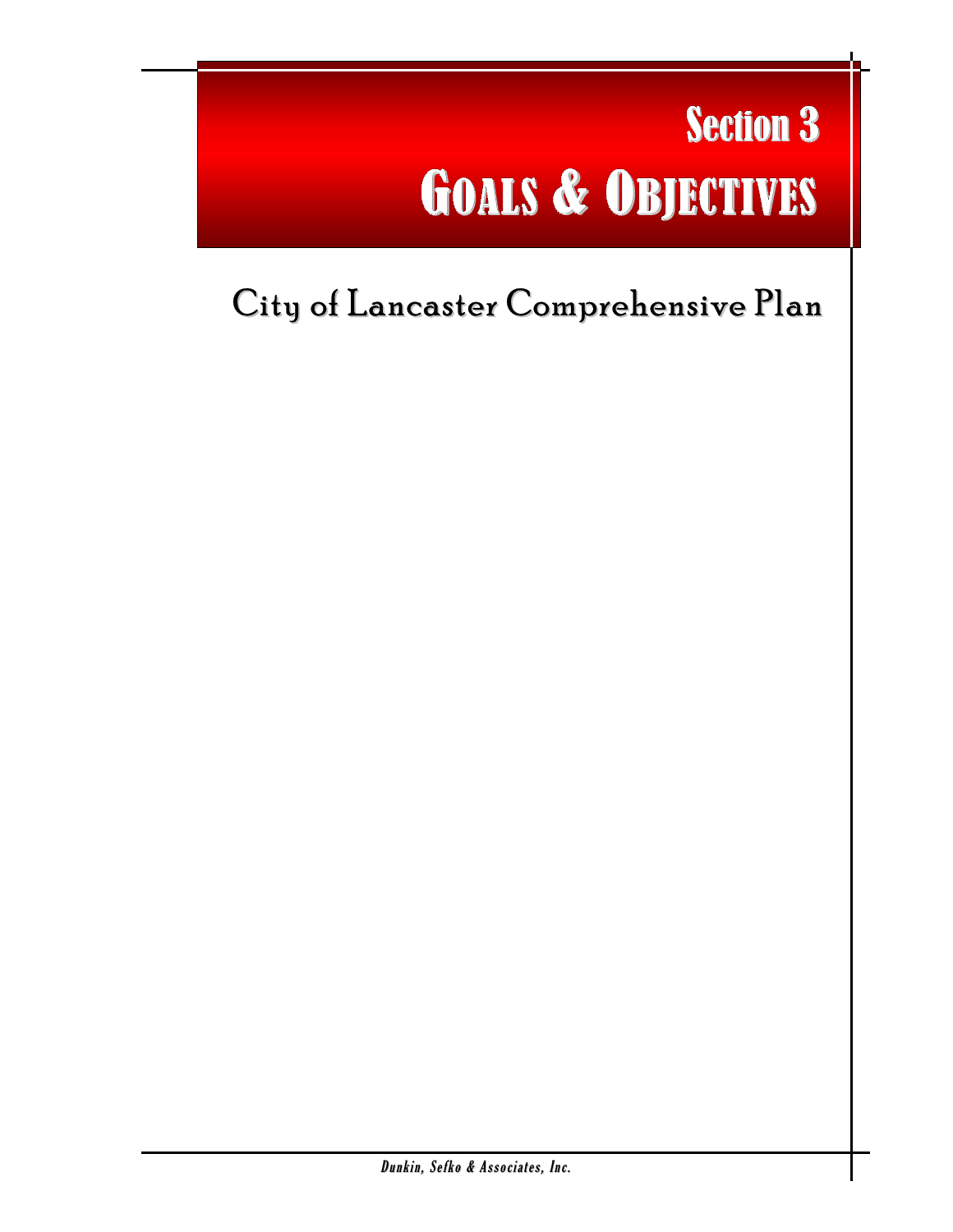# Section 3
# Goals & Objectives

## City of Lancaster Comprehensive Plan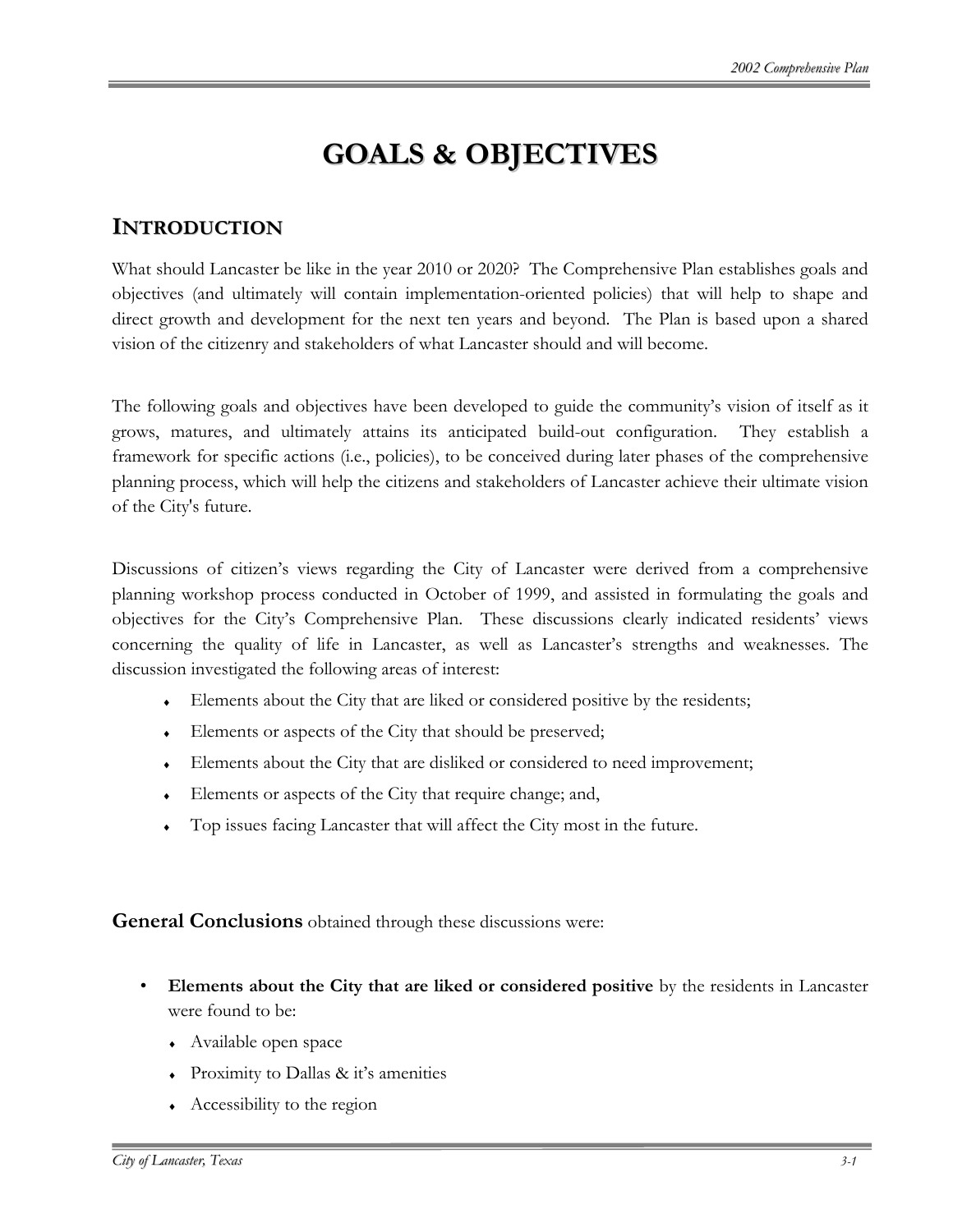# GOALS & OBJECTIVES

## INTRODUCTION

What should Lancaster be like in the year 2010 or 2020? The Comprehensive Plan establishes goals and objectives (and ultimately will contain implementation-oriented policies) that will help to shape and direct growth and development for the next ten years and beyond. The Plan is based upon a shared vision of the citizenry and stakeholders of what Lancaster should and will become.

The following goals and objectives have been developed to guide the community's vision of itself as it grows, matures, and ultimately attains its anticipated build-out configuration. They establish a framework for specific actions (i.e., policies), to be conceived during later phases of the comprehensive planning process, which will help the citizens and stakeholders of Lancaster achieve their ultimate vision of the City's future.

Discussions of citizen's views regarding the City of Lancaster were derived from a comprehensive planning workshop process conducted in October of 1999, and assisted in formulating the goals and objectives for the City's Comprehensive Plan. These discussions clearly indicated residents' views concerning the quality of life in Lancaster, as well as Lancaster's strengths and weaknesses. The discussion investigated the following areas of interest:

- Elements about the City that are liked or considered positive by the residents;
- Elements or aspects of the City that should be preserved;
- Elements about the City that are disliked or considered to need improvement;
- Elements or aspects of the City that require change; and,
- Top issues facing Lancaster that will affect the City most in the future.

**General Conclusions** obtained through these discussions were:

- **Elements about the City that are liked or considered positive** by the residents in Lancaster were found to be:
  - Available open space
  - Proximity to Dallas & it's amenities
  - Accessibility to the region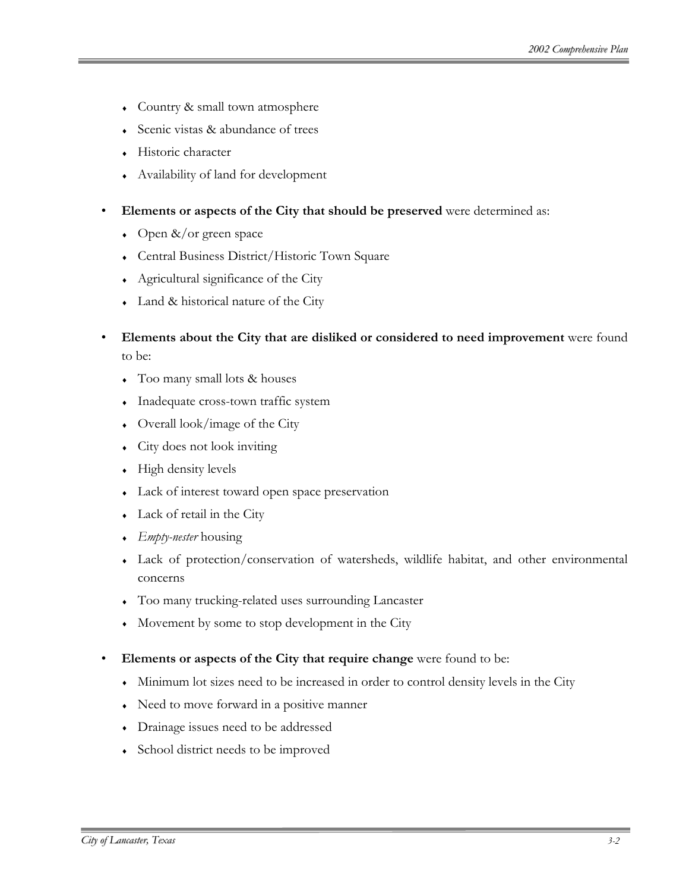- Country & small town atmosphere
- Scenic vistas & abundance of trees
- Historic character
- Availability of land for development

- **Elements or aspects of the City that should be preserved** were determined as:
  - Open &/or green space
  - Central Business District/Historic Town Square
  - Agricultural significance of the City
  - Land & historical nature of the City

- **Elements about the City that are disliked or considered to need improvement** were found to be:
  - Too many small lots & houses
  - Inadequate cross-town traffic system
  - Overall look/image of the City
  - City does not look inviting
  - High density levels
  - Lack of interest toward open space preservation
  - Lack of retail in the City
  - *Empty-nester* housing
  - Lack of protection/conservation of watersheds, wildlife habitat, and other environmental concerns
  - Too many trucking-related uses surrounding Lancaster
  - Movement by some to stop development in the City

- **Elements or aspects of the City that require change** were found to be:
  - Minimum lot sizes need to be increased in order to control density levels in the City
  - Need to move forward in a positive manner
  - Drainage issues need to be addressed
  - School district needs to be improved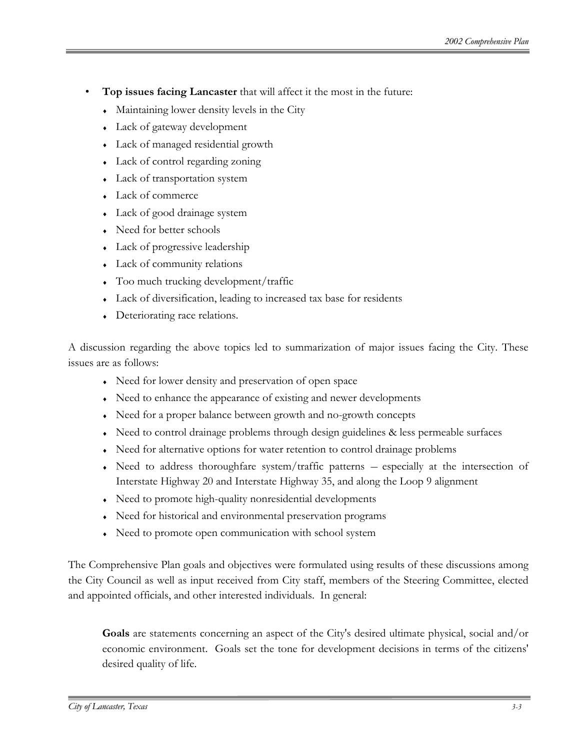- **Top issues facing Lancaster** that will affect it the most in the future:
    - Maintaining lower density levels in the City
    - Lack of gateway development
    - Lack of managed residential growth
    - Lack of control regarding zoning
    - Lack of transportation system
    - Lack of commerce
    - Lack of good drainage system
    - Need for better schools
    - Lack of progressive leadership
    - Lack of community relations
    - Too much trucking development/traffic
    - Lack of diversification, leading to increased tax base for residents
    - Deteriorating race relations.

A discussion regarding the above topics led to summarization of major issues facing the City. These issues are as follows:

- Need for lower density and preservation of open space
- Need to enhance the appearance of existing and newer developments
- Need for a proper balance between growth and no-growth concepts
- Need to control drainage problems through design guidelines & less permeable surfaces
- Need for alternative options for water retention to control drainage problems
- Need to address thoroughfare system/traffic patterns – especially at the intersection of Interstate Highway 20 and Interstate Highway 35, and along the Loop 9 alignment
- Need to promote high-quality nonresidential developments
- Need for historical and environmental preservation programs
- Need to promote open communication with school system

The Comprehensive Plan goals and objectives were formulated using results of these discussions among the City Council as well as input received from City staff, members of the Steering Committee, elected and appointed officials, and other interested individuals. In general:

> **Goals** are statements concerning an aspect of the City's desired ultimate physical, social and/or economic environment. Goals set the tone for development decisions in terms of the citizens' desired quality of life.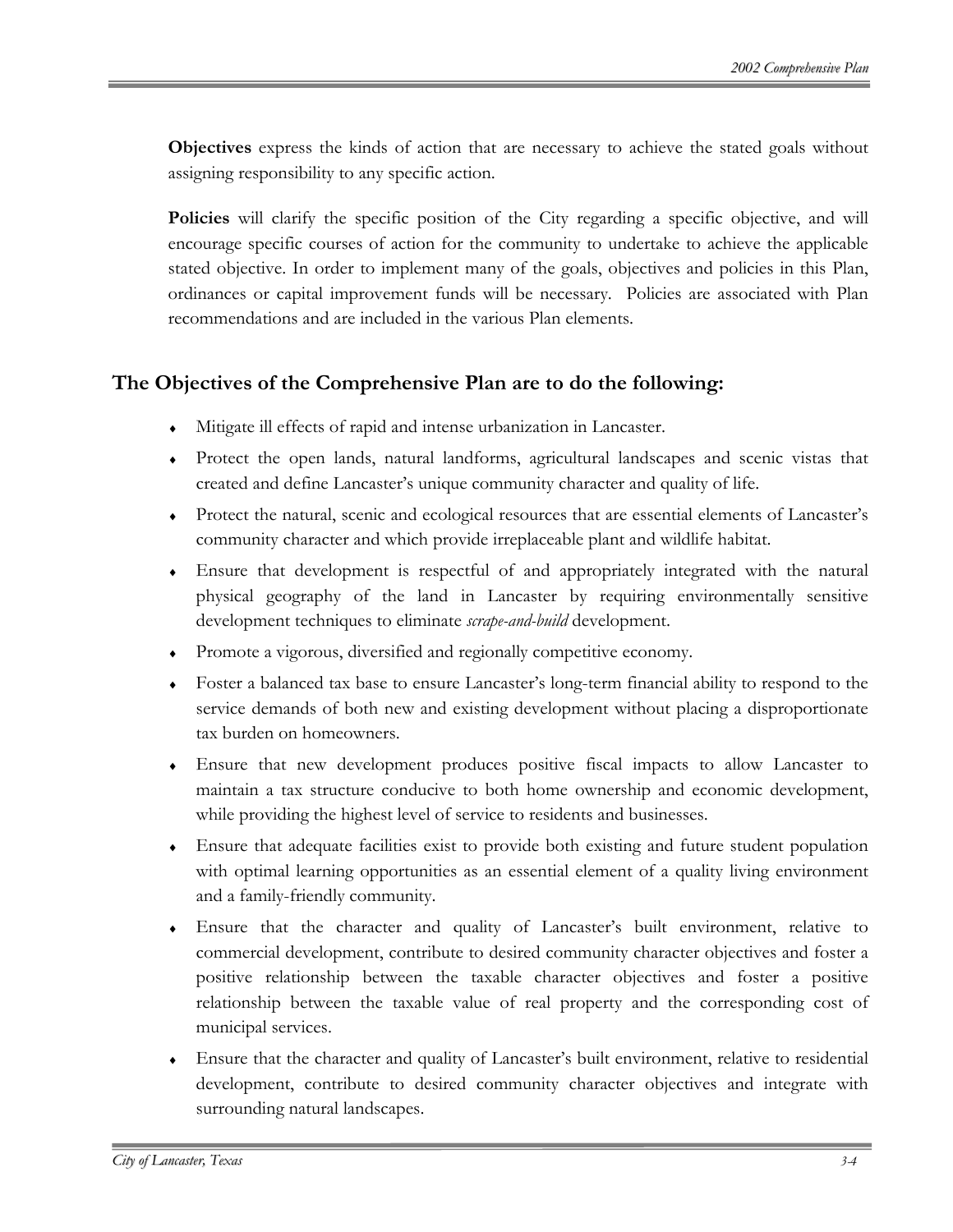**Objectives** express the kinds of action that are necessary to achieve the stated goals without assigning responsibility to any specific action.

**Policies** will clarify the specific position of the City regarding a specific objective, and will encourage specific courses of action for the community to undertake to achieve the applicable stated objective. In order to implement many of the goals, objectives and policies in this Plan, ordinances or capital improvement funds will be necessary. Policies are associated with Plan recommendations and are included in the various Plan elements.

## The Objectives of the Comprehensive Plan are to do the following:

- Mitigate ill effects of rapid and intense urbanization in Lancaster.
- Protect the open lands, natural landforms, agricultural landscapes and scenic vistas that created and define Lancaster's unique community character and quality of life.
- Protect the natural, scenic and ecological resources that are essential elements of Lancaster's community character and which provide irreplaceable plant and wildlife habitat.
- Ensure that development is respectful of and appropriately integrated with the natural physical geography of the land in Lancaster by requiring environmentally sensitive development techniques to eliminate *scrape-and-build* development.
- Promote a vigorous, diversified and regionally competitive economy.
- Foster a balanced tax base to ensure Lancaster's long-term financial ability to respond to the service demands of both new and existing development without placing a disproportionate tax burden on homeowners.
- Ensure that new development produces positive fiscal impacts to allow Lancaster to maintain a tax structure conducive to both home ownership and economic development, while providing the highest level of service to residents and businesses.
- Ensure that adequate facilities exist to provide both existing and future student population with optimal learning opportunities as an essential element of a quality living environment and a family-friendly community.
- Ensure that the character and quality of Lancaster's built environment, relative to commercial development, contribute to desired community character objectives and foster a positive relationship between the taxable character objectives and foster a positive relationship between the taxable value of real property and the corresponding cost of municipal services.
- Ensure that the character and quality of Lancaster's built environment, relative to residential development, contribute to desired community character objectives and integrate with surrounding natural landscapes.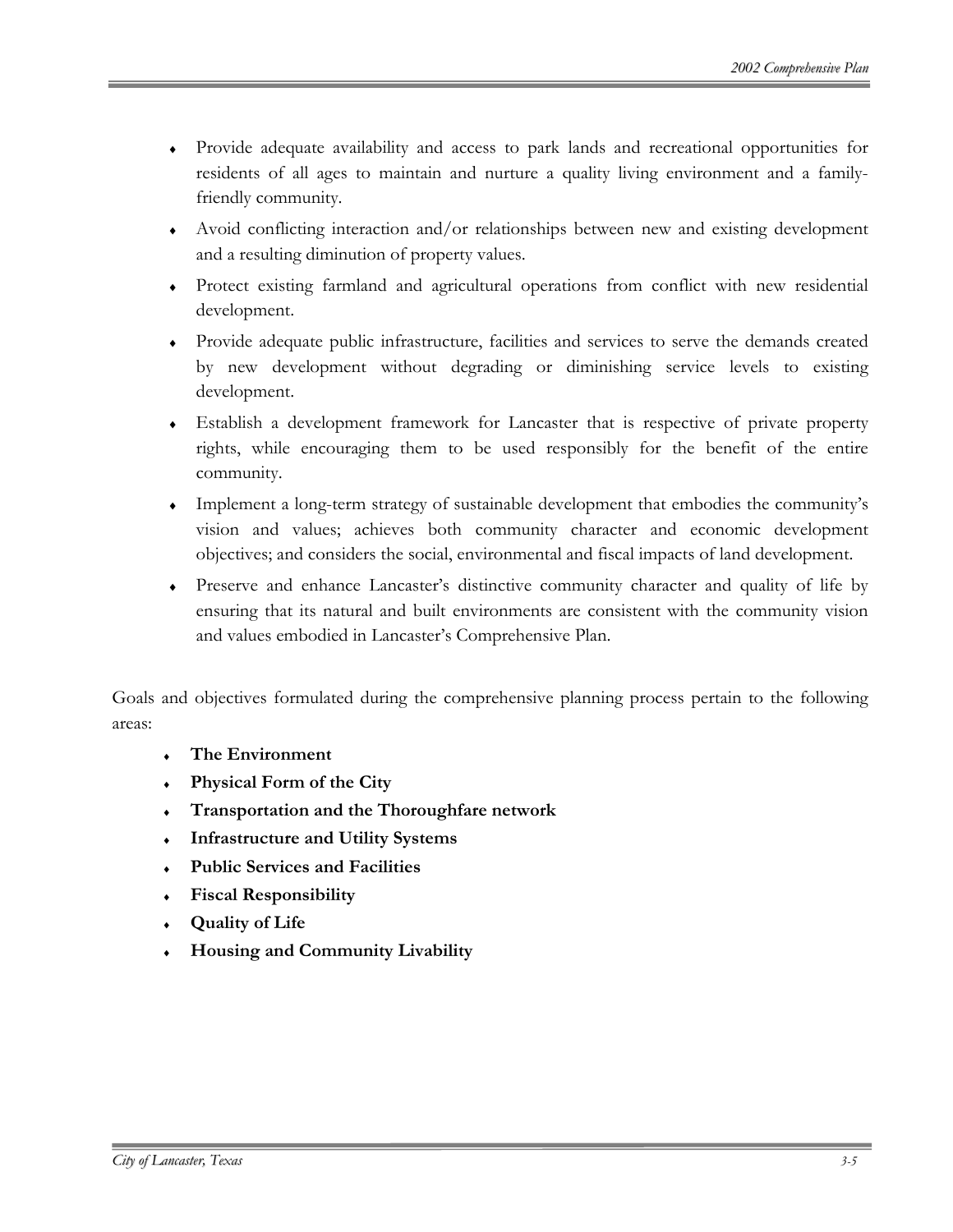- Provide adequate availability and access to park lands and recreational opportunities for residents of all ages to maintain and nurture a quality living environment and a family-friendly community.
- Avoid conflicting interaction and/or relationships between new and existing development and a resulting diminution of property values.
- Protect existing farmland and agricultural operations from conflict with new residential development.
- Provide adequate public infrastructure, facilities and services to serve the demands created by new development without degrading or diminishing service levels to existing development.
- Establish a development framework for Lancaster that is respective of private property rights, while encouraging them to be used responsibly for the benefit of the entire community.
- Implement a long-term strategy of sustainable development that embodies the community's vision and values; achieves both community character and economic development objectives; and considers the social, environmental and fiscal impacts of land development.
- Preserve and enhance Lancaster's distinctive community character and quality of life by ensuring that its natural and built environments are consistent with the community vision and values embodied in Lancaster's Comprehensive Plan.

Goals and objectives formulated during the comprehensive planning process pertain to the following areas:

- **The Environment**
- **Physical Form of the City**
- **Transportation and the Thoroughfare network**
- **Infrastructure and Utility Systems**
- **Public Services and Facilities**
- **Fiscal Responsibility**
- **Quality of Life**
- **Housing and Community Livability**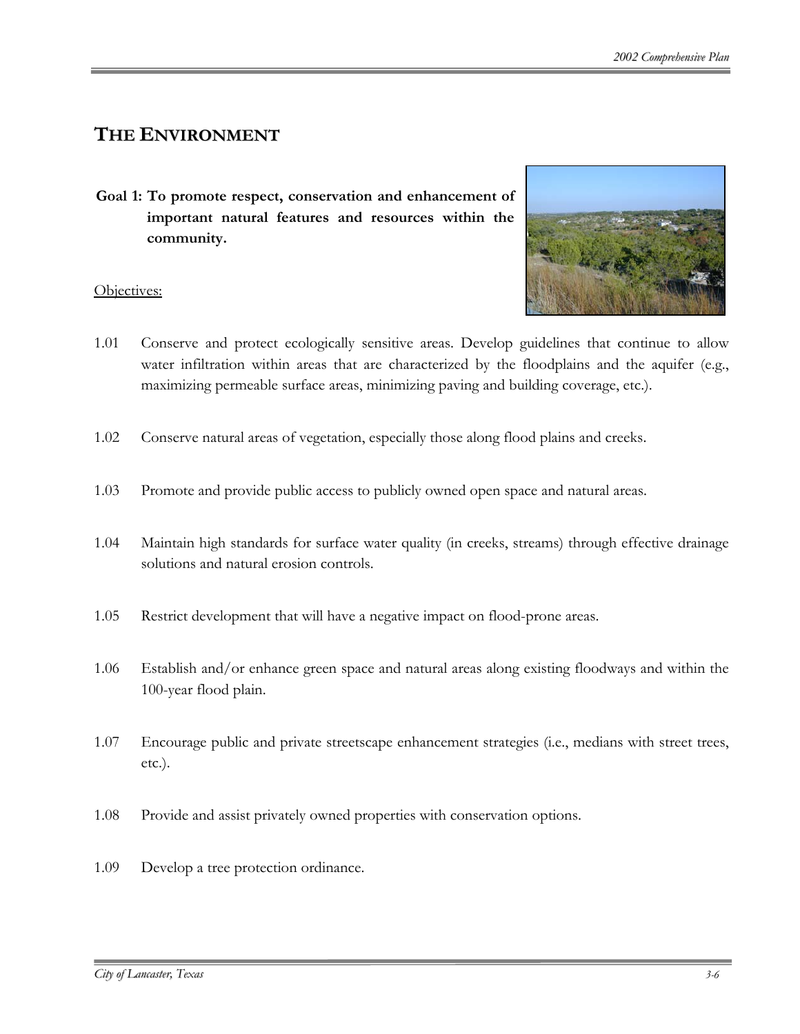## THE ENVIRONMENT

**Goal 1: To promote respect, conservation and enhancement of important natural features and resources within the community.**

Objectives:

1.01 Conserve and protect ecologically sensitive areas. Develop guidelines that continue to allow water infiltration within areas that are characterized by the floodplains and the aquifer (e.g., maximizing permeable surface areas, minimizing paving and building coverage, etc.).

1.02 Conserve natural areas of vegetation, especially those along flood plains and creeks.

1.03 Promote and provide public access to publicly owned open space and natural areas.

1.04 Maintain high standards for surface water quality (in creeks, streams) through effective drainage solutions and natural erosion controls.

1.05 Restrict development that will have a negative impact on flood-prone areas.

1.06 Establish and/or enhance green space and natural areas along existing floodways and within the 100-year flood plain.

1.07 Encourage public and private streetscape enhancement strategies (i.e., medians with street trees, etc.).

1.08 Provide and assist privately owned properties with conservation options.

1.09 Develop a tree protection ordinance.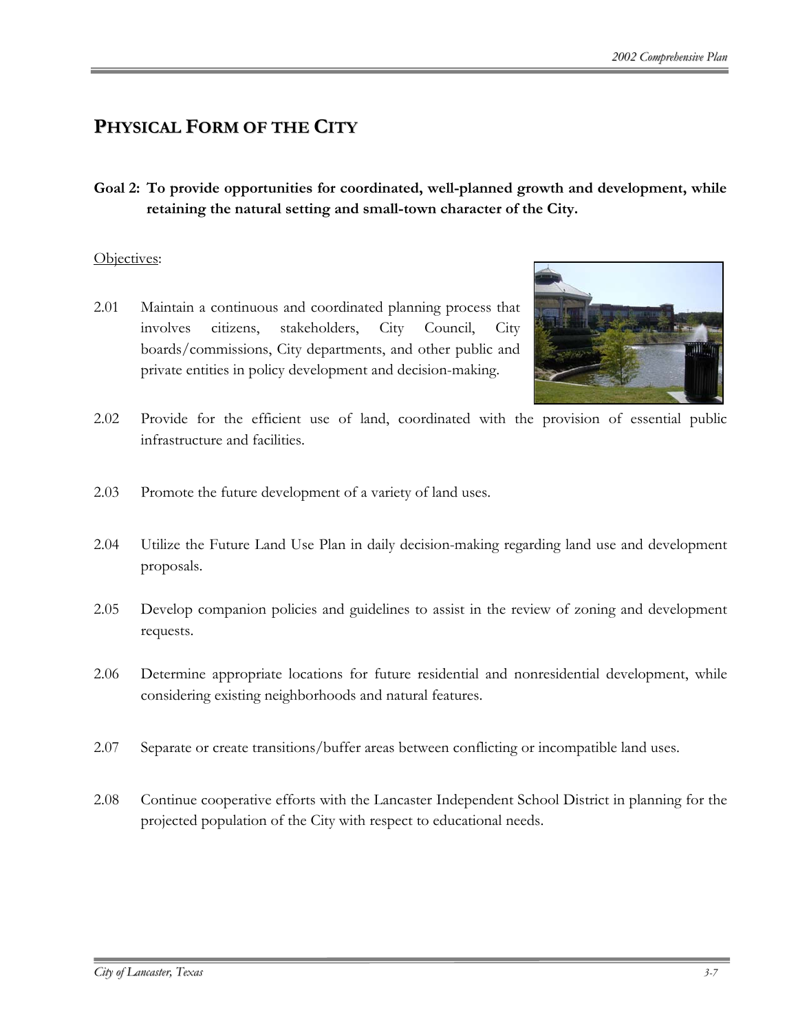# PHYSICAL FORM OF THE CITY

**Goal 2: To provide opportunities for coordinated, well-planned growth and development, while retaining the natural setting and small-town character of the City.**

Objectives:

2.01 Maintain a continuous and coordinated planning process that involves citizens, stakeholders, City Council, City boards/commissions, City departments, and other public and private entities in policy development and decision-making.

2.02 Provide for the efficient use of land, coordinated with the provision of essential public infrastructure and facilities.

2.03 Promote the future development of a variety of land uses.

2.04 Utilize the Future Land Use Plan in daily decision-making regarding land use and development proposals.

2.05 Develop companion policies and guidelines to assist in the review of zoning and development requests.

2.06 Determine appropriate locations for future residential and nonresidential development, while considering existing neighborhoods and natural features.

2.07 Separate or create transitions/buffer areas between conflicting or incompatible land uses.

2.08 Continue cooperative efforts with the Lancaster Independent School District in planning for the projected population of the City with respect to educational needs.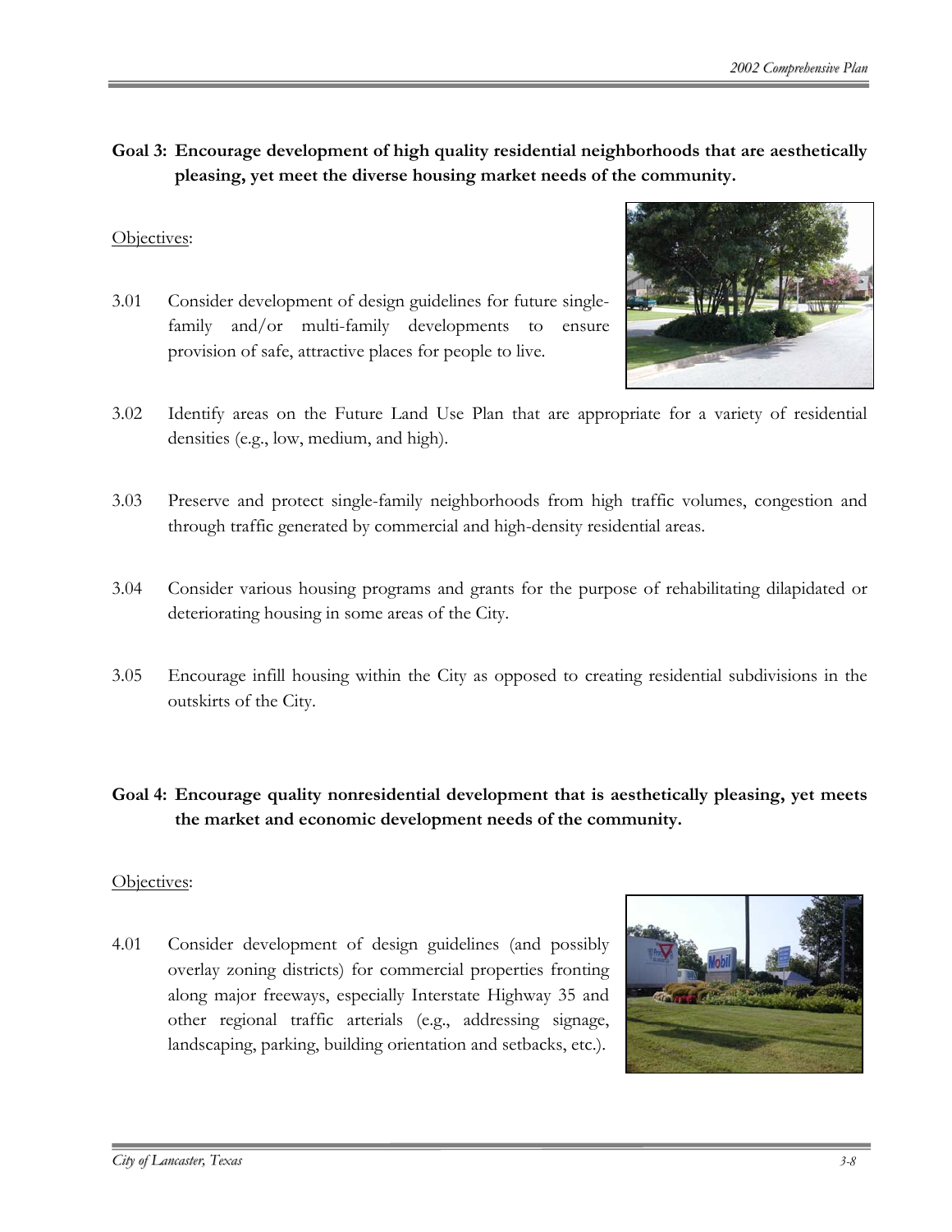**Goal 3: Encourage development of high quality residential neighborhoods that are aesthetically pleasing, yet meet the diverse housing market needs of the community.**

Objectives:

3.01 Consider development of design guidelines for future single-family and/or multi-family developments to ensure provision of safe, attractive places for people to live.

3.02 Identify areas on the Future Land Use Plan that are appropriate for a variety of residential densities (e.g., low, medium, and high).

3.03 Preserve and protect single-family neighborhoods from high traffic volumes, congestion and through traffic generated by commercial and high-density residential areas.

3.04 Consider various housing programs and grants for the purpose of rehabilitating dilapidated or deteriorating housing in some areas of the City.

3.05 Encourage infill housing within the City as opposed to creating residential subdivisions in the outskirts of the City.

**Goal 4: Encourage quality nonresidential development that is aesthetically pleasing, yet meets the market and economic development needs of the community.**

Objectives:

4.01 Consider development of design guidelines (and possibly overlay zoning districts) for commercial properties fronting along major freeways, especially Interstate Highway 35 and other regional traffic arterials (e.g., addressing signage, landscaping, parking, building orientation and setbacks, etc.).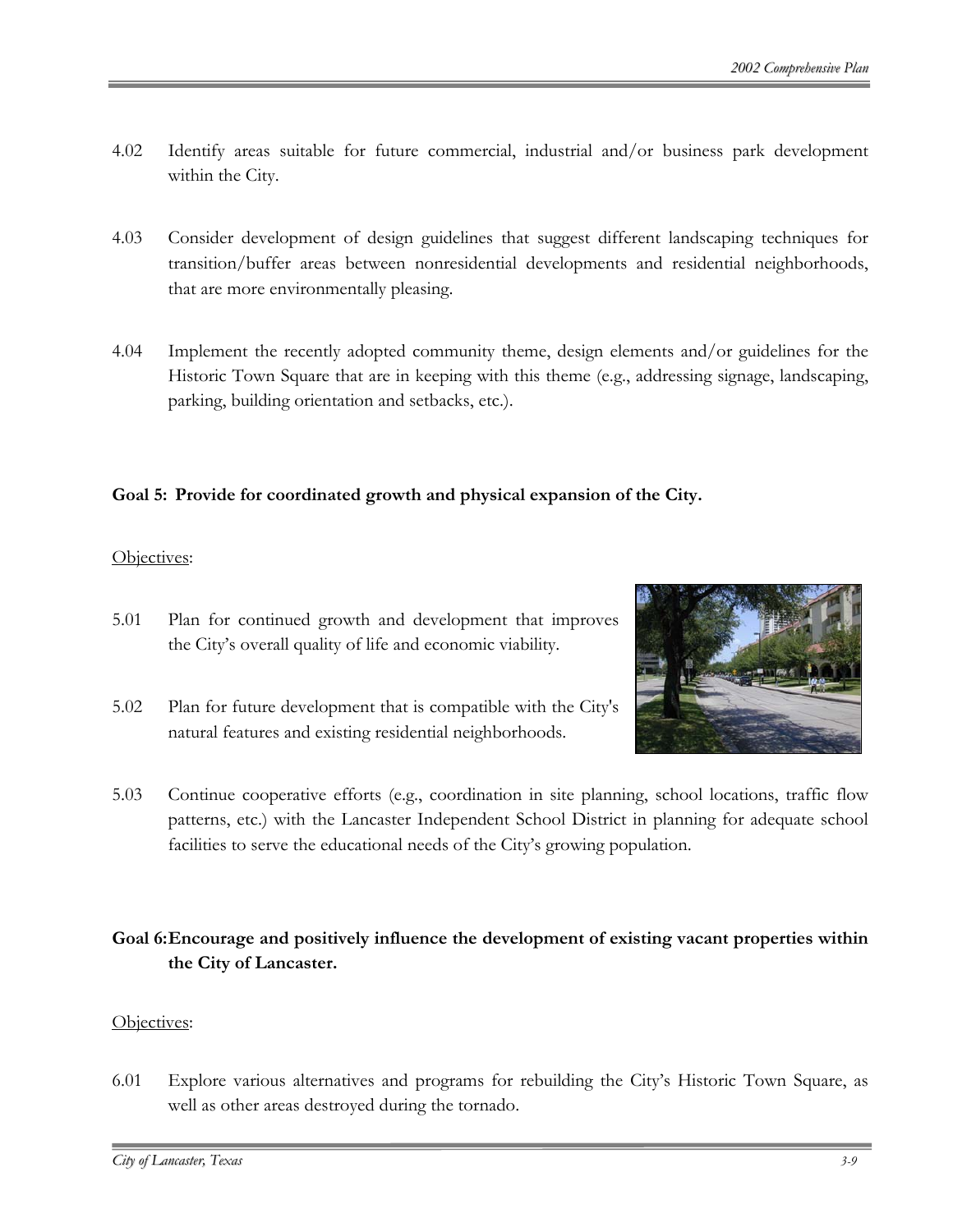4.02 Identify areas suitable for future commercial, industrial and/or business park development within the City.

4.03 Consider development of design guidelines that suggest different landscaping techniques for transition/buffer areas between nonresidential developments and residential neighborhoods, that are more environmentally pleasing.

4.04 Implement the recently adopted community theme, design elements and/or guidelines for the Historic Town Square that are in keeping with this theme (e.g., addressing signage, landscaping, parking, building orientation and setbacks, etc.).

**Goal 5: Provide for coordinated growth and physical expansion of the City.**

Objectives:

5.01 Plan for continued growth and development that improves the City's overall quality of life and economic viability.

5.02 Plan for future development that is compatible with the City's natural features and existing residential neighborhoods.

5.03 Continue cooperative efforts (e.g., coordination in site planning, school locations, traffic flow patterns, etc.) with the Lancaster Independent School District in planning for adequate school facilities to serve the educational needs of the City's growing population.

**Goal 6: Encourage and positively influence the development of existing vacant properties within the City of Lancaster.**

Objectives:

6.01 Explore various alternatives and programs for rebuilding the City's Historic Town Square, as well as other areas destroyed during the tornado.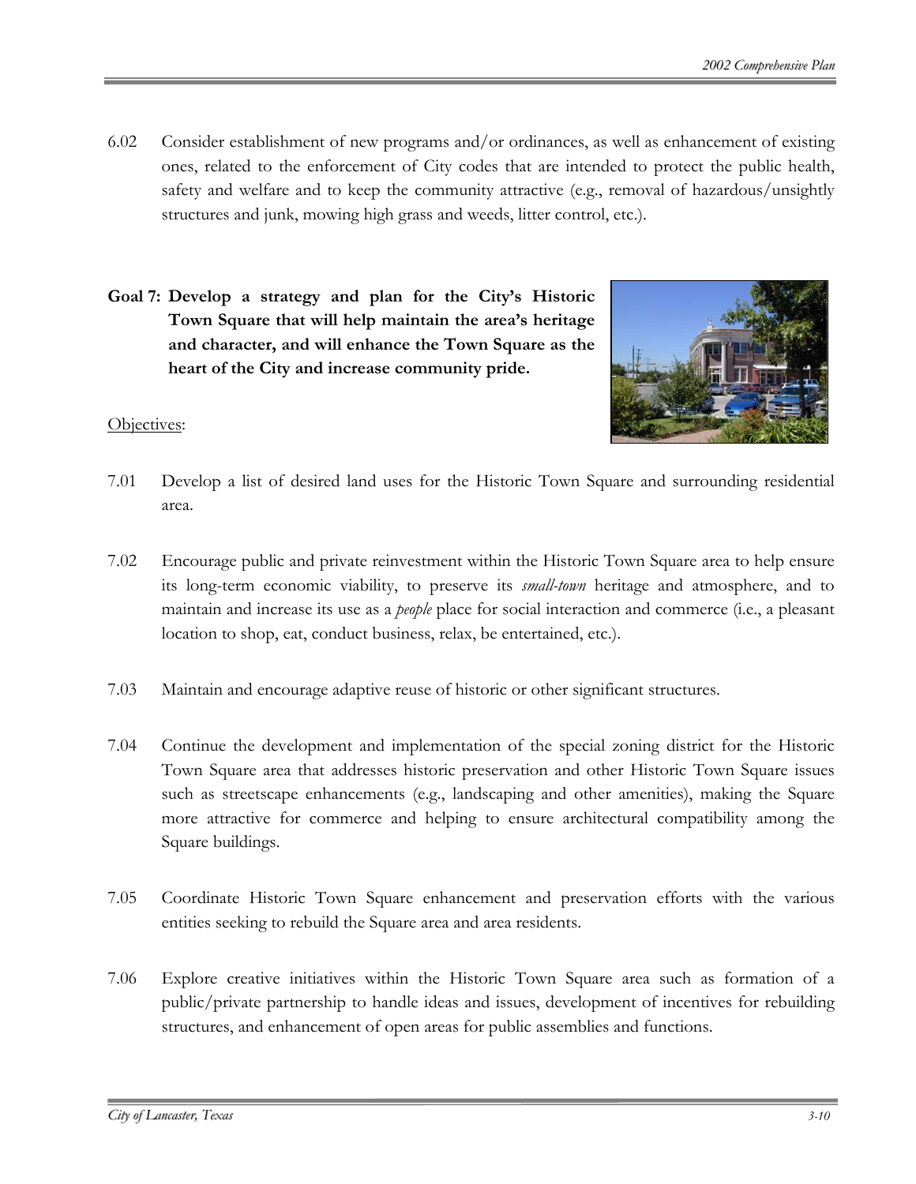6.02 Consider establishment of new programs and/or ordinances, as well as enhancement of existing ones, related to the enforcement of City codes that are intended to protect the public health, safety and welfare and to keep the community attractive (e.g., removal of hazardous/unsightly structures and junk, mowing high grass and weeds, litter control, etc.).

**Goal 7: Develop a strategy and plan for the City's Historic Town Square that will help maintain the area's heritage and character, and will enhance the Town Square as the heart of the City and increase community pride.**

Objectives:

7.01 Develop a list of desired land uses for the Historic Town Square and surrounding residential area.

7.02 Encourage public and private reinvestment within the Historic Town Square area to help ensure its long-term economic viability, to preserve its *small-town* heritage and atmosphere, and to maintain and increase its use as a *people* place for social interaction and commerce (i.e., a pleasant location to shop, eat, conduct business, relax, be entertained, etc.).

7.03 Maintain and encourage adaptive reuse of historic or other significant structures.

7.04 Continue the development and implementation of the special zoning district for the Historic Town Square area that addresses historic preservation and other Historic Town Square issues such as streetscape enhancements (e.g., landscaping and other amenities), making the Square more attractive for commerce and helping to ensure architectural compatibility among the Square buildings.

7.05 Coordinate Historic Town Square enhancement and preservation efforts with the various entities seeking to rebuild the Square area and area residents.

7.06 Explore creative initiatives within the Historic Town Square area such as formation of a public/private partnership to handle ideas and issues, development of incentives for rebuilding structures, and enhancement of open areas for public assemblies and functions.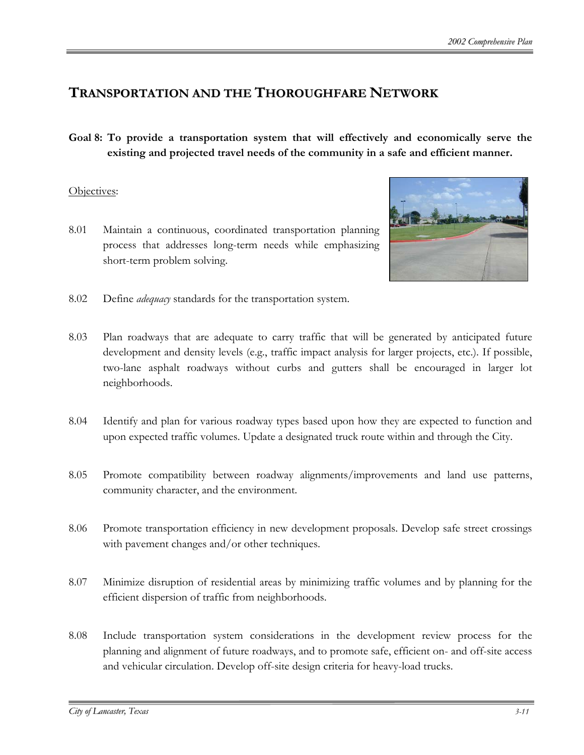# TRANSPORTATION AND THE THOROUGHFARE NETWORK

**Goal 8: To provide a transportation system that will effectively and economically serve the existing and projected travel needs of the community in a safe and efficient manner.**

Objectives:

8.01 Maintain a continuous, coordinated transportation planning process that addresses long-term needs while emphasizing short-term problem solving.

8.02 Define *adequacy* standards for the transportation system.

8.03 Plan roadways that are adequate to carry traffic that will be generated by anticipated future development and density levels (e.g., traffic impact analysis for larger projects, etc.). If possible, two-lane asphalt roadways without curbs and gutters shall be encouraged in larger lot neighborhoods.

8.04 Identify and plan for various roadway types based upon how they are expected to function and upon expected traffic volumes. Update a designated truck route within and through the City.

8.05 Promote compatibility between roadway alignments/improvements and land use patterns, community character, and the environment.

8.06 Promote transportation efficiency in new development proposals. Develop safe street crossings with pavement changes and/or other techniques.

8.07 Minimize disruption of residential areas by minimizing traffic volumes and by planning for the efficient dispersion of traffic from neighborhoods.

8.08 Include transportation system considerations in the development review process for the planning and alignment of future roadways, and to promote safe, efficient on- and off-site access and vehicular circulation. Develop off-site design criteria for heavy-load trucks.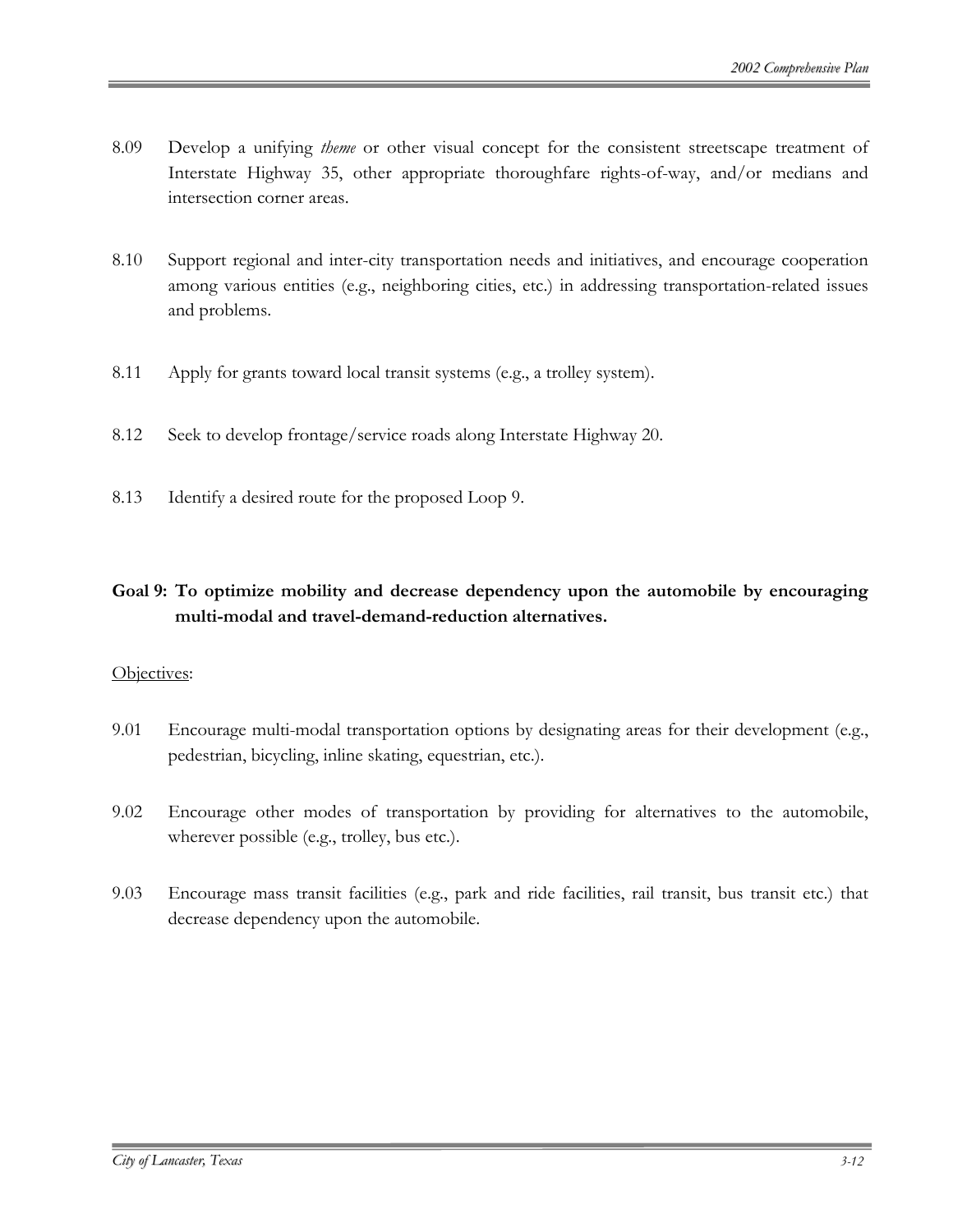8.09 Develop a unifying *theme* or other visual concept for the consistent streetscape treatment of Interstate Highway 35, other appropriate thoroughfare rights-of-way, and/or medians and intersection corner areas.

8.10 Support regional and inter-city transportation needs and initiatives, and encourage cooperation among various entities (e.g., neighboring cities, etc.) in addressing transportation-related issues and problems.

8.11 Apply for grants toward local transit systems (e.g., a trolley system).

8.12 Seek to develop frontage/service roads along Interstate Highway 20.

8.13 Identify a desired route for the proposed Loop 9.

**Goal 9: To optimize mobility and decrease dependency upon the automobile by encouraging multi-modal and travel-demand-reduction alternatives.**

Objectives:

9.01 Encourage multi-modal transportation options by designating areas for their development (e.g., pedestrian, bicycling, inline skating, equestrian, etc.).

9.02 Encourage other modes of transportation by providing for alternatives to the automobile, wherever possible (e.g., trolley, bus etc.).

9.03 Encourage mass transit facilities (e.g., park and ride facilities, rail transit, bus transit etc.) that decrease dependency upon the automobile.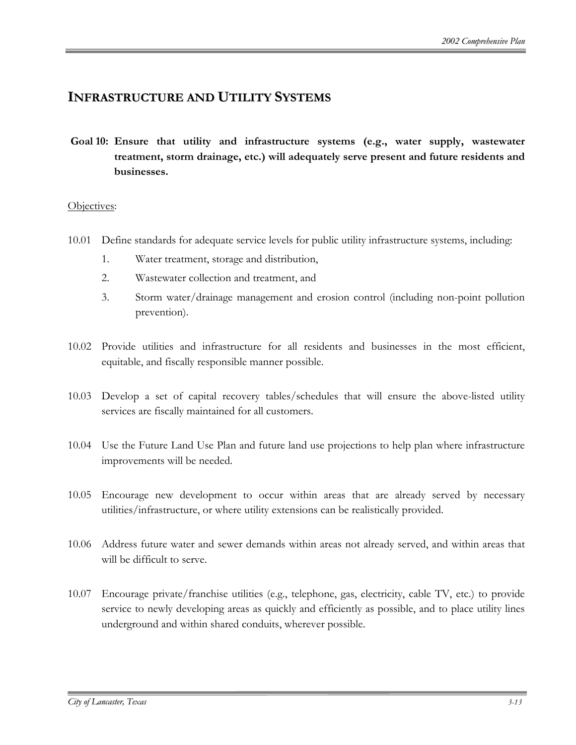# Infrastructure and Utility Systems

**Goal 10: Ensure that utility and infrastructure systems (e.g., water supply, wastewater treatment, storm drainage, etc.) will adequately serve present and future residents and businesses.**

Objectives:

10.01 Define standards for adequate service levels for public utility infrastructure systems, including:

1. Water treatment, storage and distribution,
2. Wastewater collection and treatment, and
3. Storm water/drainage management and erosion control (including non-point pollution prevention).

10.02 Provide utilities and infrastructure for all residents and businesses in the most efficient, equitable, and fiscally responsible manner possible.

10.03 Develop a set of capital recovery tables/schedules that will ensure the above-listed utility services are fiscally maintained for all customers.

10.04 Use the Future Land Use Plan and future land use projections to help plan where infrastructure improvements will be needed.

10.05 Encourage new development to occur within areas that are already served by necessary utilities/infrastructure, or where utility extensions can be realistically provided.

10.06 Address future water and sewer demands within areas not already served, and within areas that will be difficult to serve.

10.07 Encourage private/franchise utilities (e.g., telephone, gas, electricity, cable TV, etc.) to provide service to newly developing areas as quickly and efficiently as possible, and to place utility lines underground and within shared conduits, wherever possible.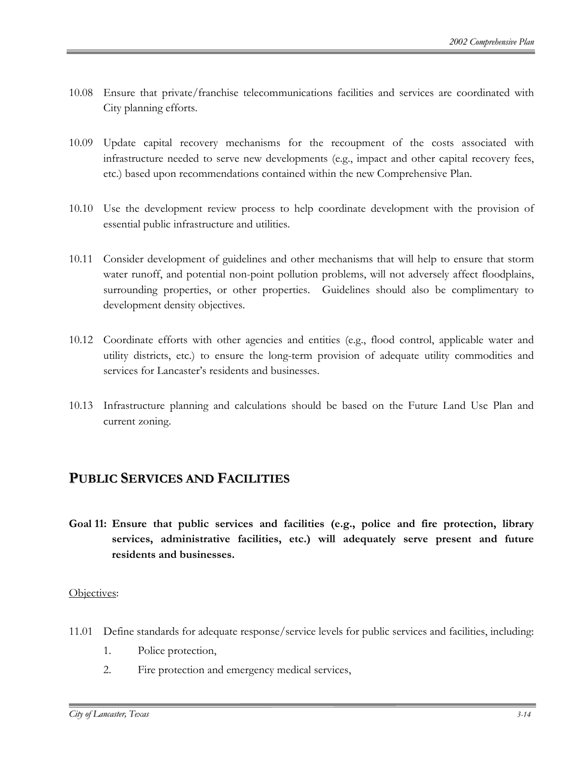10.08 Ensure that private/franchise telecommunications facilities and services are coordinated with City planning efforts.

10.09 Update capital recovery mechanisms for the recoupment of the costs associated with infrastructure needed to serve new developments (e.g., impact and other capital recovery fees, etc.) based upon recommendations contained within the new Comprehensive Plan.

10.10 Use the development review process to help coordinate development with the provision of essential public infrastructure and utilities.

10.11 Consider development of guidelines and other mechanisms that will help to ensure that storm water runoff, and potential non-point pollution problems, will not adversely affect floodplains, surrounding properties, or other properties. Guidelines should also be complimentary to development density objectives.

10.12 Coordinate efforts with other agencies and entities (e.g., flood control, applicable water and utility districts, etc.) to ensure the long-term provision of adequate utility commodities and services for Lancaster's residents and businesses.

10.13 Infrastructure planning and calculations should be based on the Future Land Use Plan and current zoning.

## PUBLIC SERVICES AND FACILITIES

**Goal 11: Ensure that public services and facilities (e.g., police and fire protection, library services, administrative facilities, etc.) will adequately serve present and future residents and businesses.**

Objectives:

11.01 Define standards for adequate response/service levels for public services and facilities, including:

1. Police protection,
2. Fire protection and emergency medical services,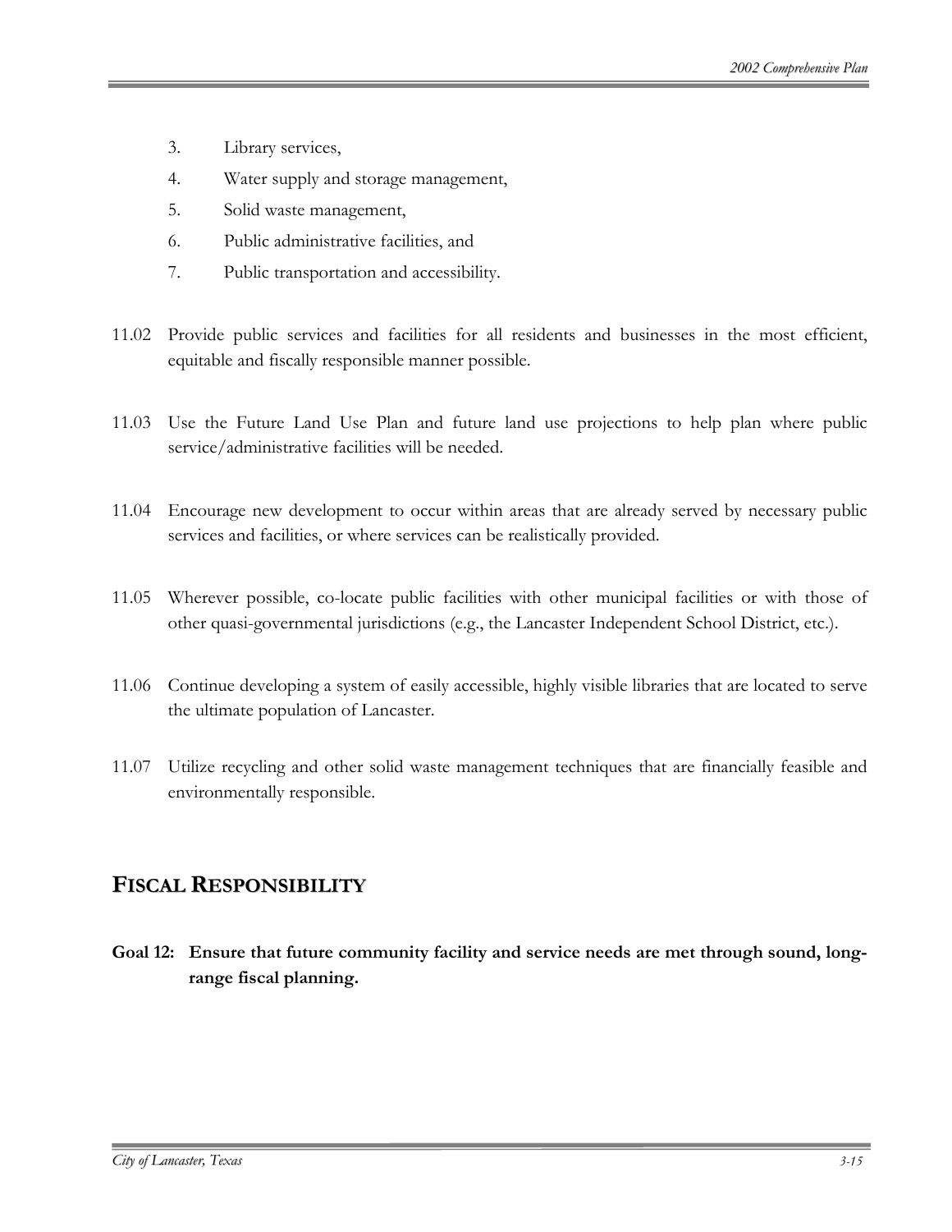3. Library services,
4. Water supply and storage management,
5. Solid waste management,
6. Public administrative facilities, and
7. Public transportation and accessibility.

11.02 Provide public services and facilities for all residents and businesses in the most efficient, equitable and fiscally responsible manner possible.

11.03 Use the Future Land Use Plan and future land use projections to help plan where public service/administrative facilities will be needed.

11.04 Encourage new development to occur within areas that are already served by necessary public services and facilities, or where services can be realistically provided.

11.05 Wherever possible, co-locate public facilities with other municipal facilities or with those of other quasi-governmental jurisdictions (e.g., the Lancaster Independent School District, etc.).

11.06 Continue developing a system of easily accessible, highly visible libraries that are located to serve the ultimate population of Lancaster.

11.07 Utilize recycling and other solid waste management techniques that are financially feasible and environmentally responsible.

## FISCAL RESPONSIBILITY

**Goal 12: Ensure that future community facility and service needs are met through sound, long-range fiscal planning.**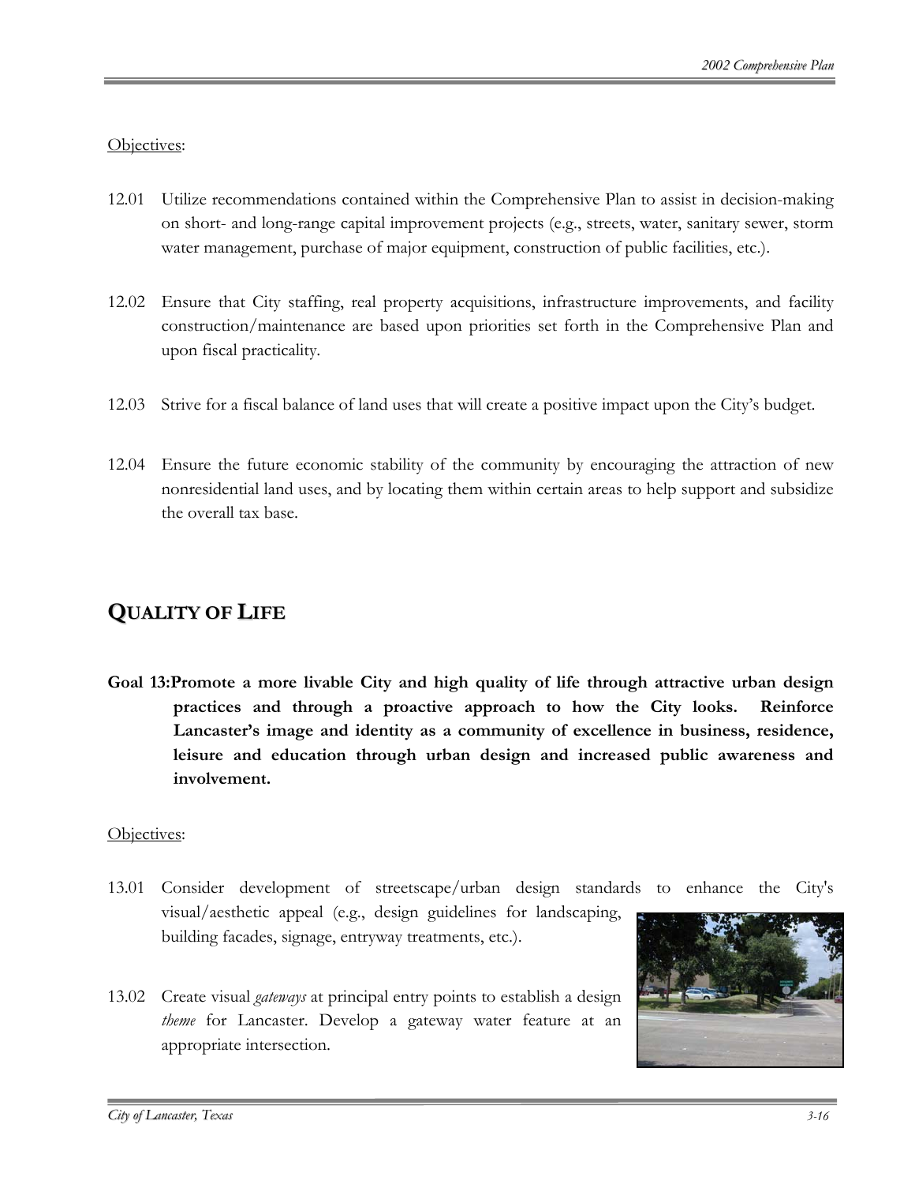Objectives:

12.01 Utilize recommendations contained within the Comprehensive Plan to assist in decision-making on short- and long-range capital improvement projects (e.g., streets, water, sanitary sewer, storm water management, purchase of major equipment, construction of public facilities, etc.).

12.02 Ensure that City staffing, real property acquisitions, infrastructure improvements, and facility construction/maintenance are based upon priorities set forth in the Comprehensive Plan and upon fiscal practicality.

12.03 Strive for a fiscal balance of land uses that will create a positive impact upon the City's budget.

12.04 Ensure the future economic stability of the community by encouraging the attraction of new nonresidential land uses, and by locating them within certain areas to help support and subsidize the overall tax base.

## QUALITY OF LIFE

**Goal 13: Promote a more livable City and high quality of life through attractive urban design practices and through a proactive approach to how the City looks. Reinforce Lancaster's image and identity as a community of excellence in business, residence, leisure and education through urban design and increased public awareness and involvement.**

Objectives:

13.01 Consider development of streetscape/urban design standards to enhance the City's visual/aesthetic appeal (e.g., design guidelines for landscaping, building facades, signage, entryway treatments, etc.).

13.02 Create visual *gateways* at principal entry points to establish a design *theme* for Lancaster. Develop a gateway water feature at an appropriate intersection.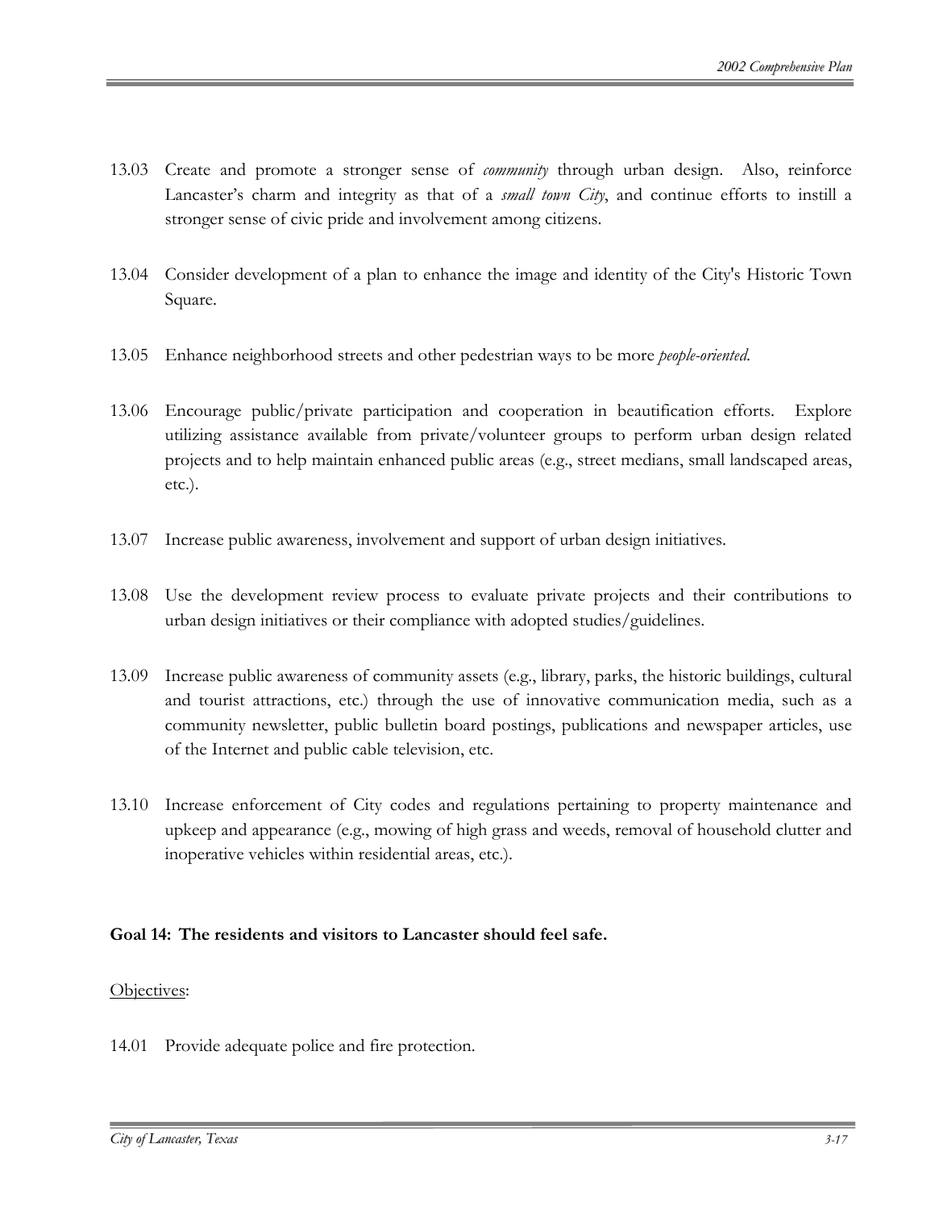13.03 Create and promote a stronger sense of *community* through urban design. Also, reinforce Lancaster's charm and integrity as that of a *small town City*, and continue efforts to instill a stronger sense of civic pride and involvement among citizens.

13.04 Consider development of a plan to enhance the image and identity of the City's Historic Town Square.

13.05 Enhance neighborhood streets and other pedestrian ways to be more *people-oriented*.

13.06 Encourage public/private participation and cooperation in beautification efforts. Explore utilizing assistance available from private/volunteer groups to perform urban design related projects and to help maintain enhanced public areas (e.g., street medians, small landscaped areas, etc.).

13.07 Increase public awareness, involvement and support of urban design initiatives.

13.08 Use the development review process to evaluate private projects and their contributions to urban design initiatives or their compliance with adopted studies/guidelines.

13.09 Increase public awareness of community assets (e.g., library, parks, the historic buildings, cultural and tourist attractions, etc.) through the use of innovative communication media, such as a community newsletter, public bulletin board postings, publications and newspaper articles, use of the Internet and public cable television, etc.

13.10 Increase enforcement of City codes and regulations pertaining to property maintenance and upkeep and appearance (e.g., mowing of high grass and weeds, removal of household clutter and inoperative vehicles within residential areas, etc.).

**Goal 14: The residents and visitors to Lancaster should feel safe.**

<u>Objectives</u>:

14.01 Provide adequate police and fire protection.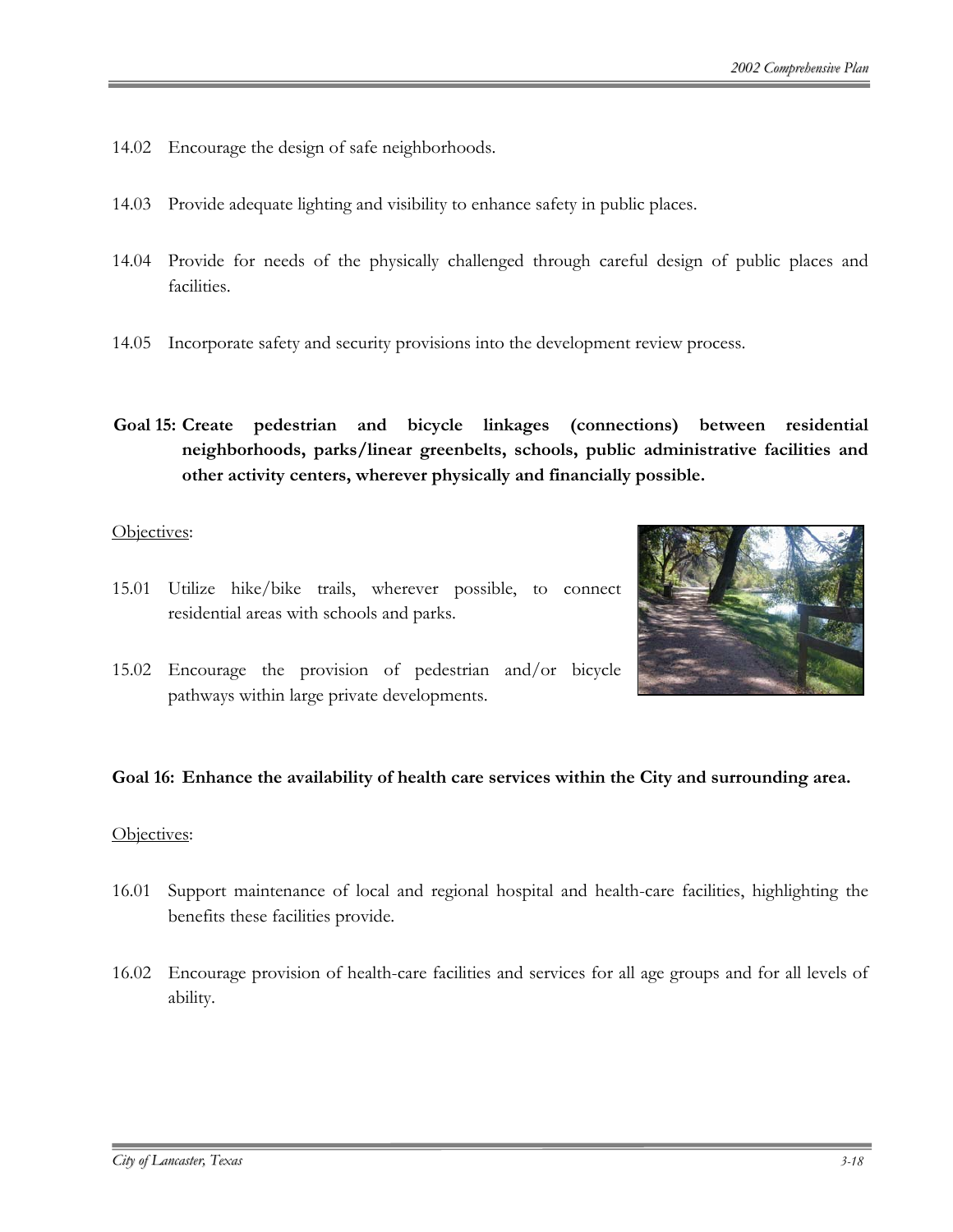14.02 Encourage the design of safe neighborhoods.

14.03 Provide adequate lighting and visibility to enhance safety in public places.

14.04 Provide for needs of the physically challenged through careful design of public places and facilities.

14.05 Incorporate safety and security provisions into the development review process.

**Goal 15: Create pedestrian and bicycle linkages (connections) between residential neighborhoods, parks/linear greenbelts, schools, public administrative facilities and other activity centers, wherever physically and financially possible.**

Objectives:

15.01 Utilize hike/bike trails, wherever possible, to connect residential areas with schools and parks.

15.02 Encourage the provision of pedestrian and/or bicycle pathways within large private developments.

**Goal 16: Enhance the availability of health care services within the City and surrounding area.**

Objectives:

16.01 Support maintenance of local and regional hospital and health-care facilities, highlighting the benefits these facilities provide.

16.02 Encourage provision of health-care facilities and services for all age groups and for all levels of ability.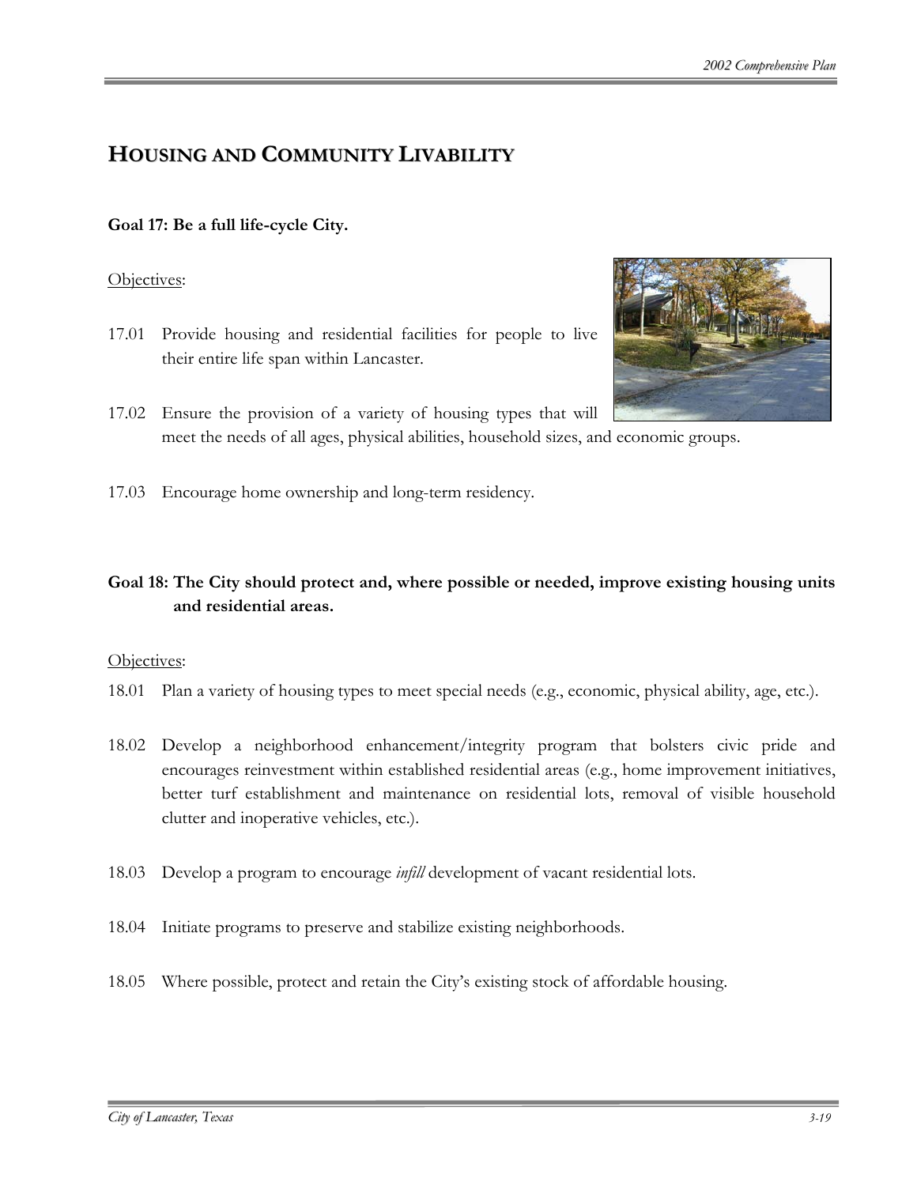## Housing and Community Livability

**Goal 17: Be a full life-cycle City.**

Objectives:

17.01 Provide housing and residential facilities for people to live their entire life span within Lancaster.

17.02 Ensure the provision of a variety of housing types that will meet the needs of all ages, physical abilities, household sizes, and economic groups.

17.03 Encourage home ownership and long-term residency.

**Goal 18: The City should protect and, where possible or needed, improve existing housing units and residential areas.**

Objectives:

18.01 Plan a variety of housing types to meet special needs (e.g., economic, physical ability, age, etc.).

18.02 Develop a neighborhood enhancement/integrity program that bolsters civic pride and encourages reinvestment within established residential areas (e.g., home improvement initiatives, better turf establishment and maintenance on residential lots, removal of visible household clutter and inoperative vehicles, etc.).

18.03 Develop a program to encourage *infill* development of vacant residential lots.

18.04 Initiate programs to preserve and stabilize existing neighborhoods.

18.05 Where possible, protect and retain the City's existing stock of affordable housing.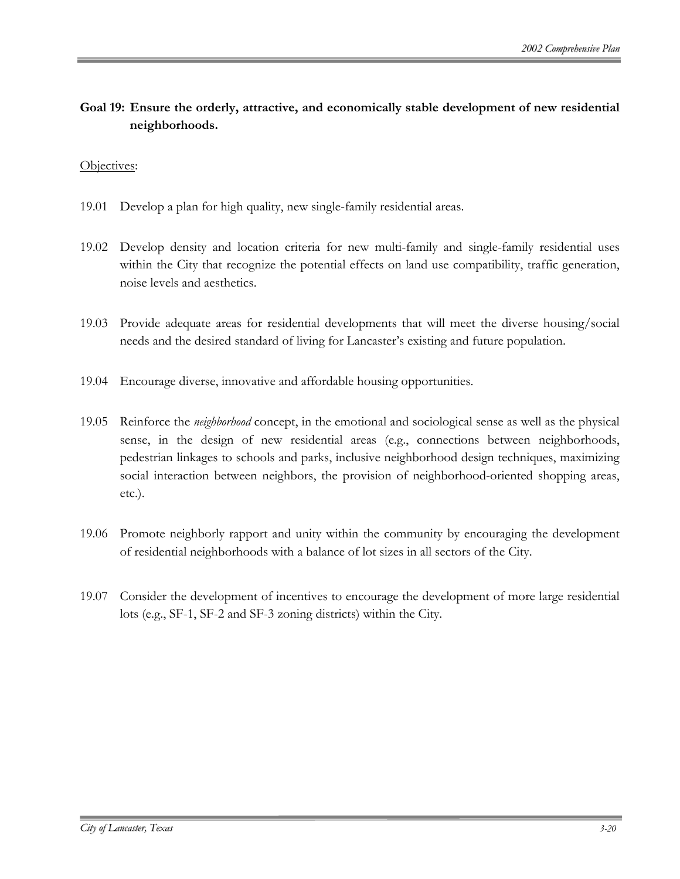**Goal 19: Ensure the orderly, attractive, and economically stable development of new residential neighborhoods.**

Objectives:

19.01 Develop a plan for high quality, new single-family residential areas.

19.02 Develop density and location criteria for new multi-family and single-family residential uses within the City that recognize the potential effects on land use compatibility, traffic generation, noise levels and aesthetics.

19.03 Provide adequate areas for residential developments that will meet the diverse housing/social needs and the desired standard of living for Lancaster's existing and future population.

19.04 Encourage diverse, innovative and affordable housing opportunities.

19.05 Reinforce the *neighborhood* concept, in the emotional and sociological sense as well as the physical sense, in the design of new residential areas (e.g., connections between neighborhoods, pedestrian linkages to schools and parks, inclusive neighborhood design techniques, maximizing social interaction between neighbors, the provision of neighborhood-oriented shopping areas, etc.).

19.06 Promote neighborly rapport and unity within the community by encouraging the development of residential neighborhoods with a balance of lot sizes in all sectors of the City.

19.07 Consider the development of incentives to encourage the development of more large residential lots (e.g., SF-1, SF-2 and SF-3 zoning districts) within the City.